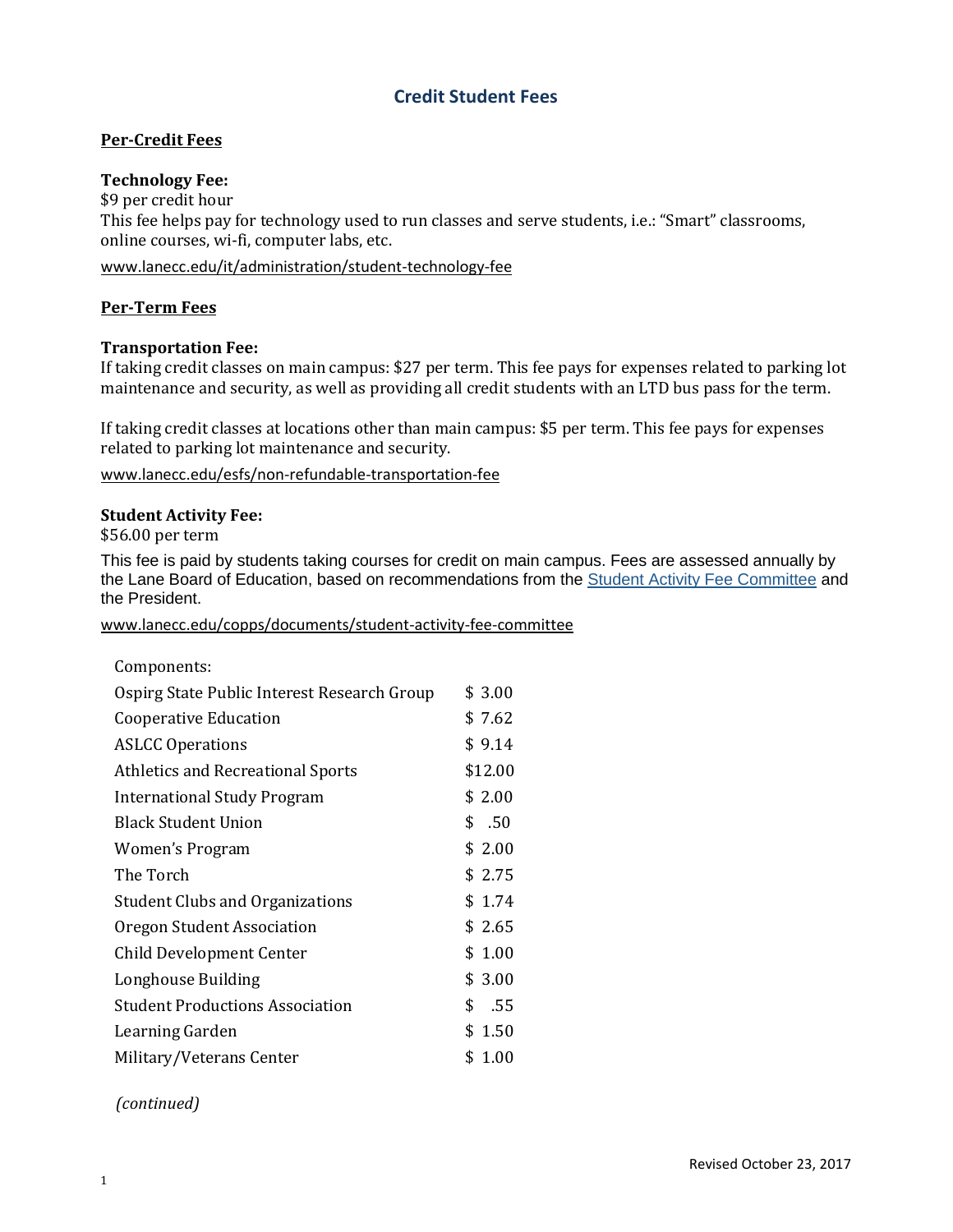# Credit Student Fees

## Per-Credit Fees

**Technology Fee:**
$9 per credit hour
This fee helps pay for technology used to run classes and serve students, i.e.: "Smart" classrooms, online courses, wi-fi, computer labs, etc.

www.lanecc.edu/it/administration/student-technology-fee

## Per-Term Fees

**Transportation Fee:**
If taking credit classes on main campus: $27 per term. This fee pays for expenses related to parking lot maintenance and security, as well as providing all credit students with an LTD bus pass for the term.

If taking credit classes at locations other than main campus: $5 per term. This fee pays for expenses related to parking lot maintenance and security.

www.lanecc.edu/esfs/non-refundable-transportation-fee

**Student Activity Fee:**
$56.00 per term

This fee is paid by students taking courses for credit on main campus. Fees are assessed annually by the Lane Board of Education, based on recommendations from the Student Activity Fee Committee and the President.

www.lanecc.edu/copps/documents/student-activity-fee-committee

| Components: | |
|---|---|
| Ospirg State Public Interest Research Group | $ 3.00 |
| Cooperative Education | $ 7.62 |
| ASLCC Operations | $ 9.14 |
| Athletics and Recreational Sports | $12.00 |
| International Study Program | $ 2.00 |
| Black Student Union | $ .50 |
| Women's Program | $ 2.00 |
| The Torch | $ 2.75 |
| Student Clubs and Organizations | $ 1.74 |
| Oregon Student Association | $ 2.65 |
| Child Development Center | $ 1.00 |
| Longhouse Building | $ 3.00 |
| Student Productions Association | $ .55 |
| Learning Garden | $ 1.50 |
| Military/Veterans Center | $ 1.00 |

*(continued)*

Revised October 23, 2017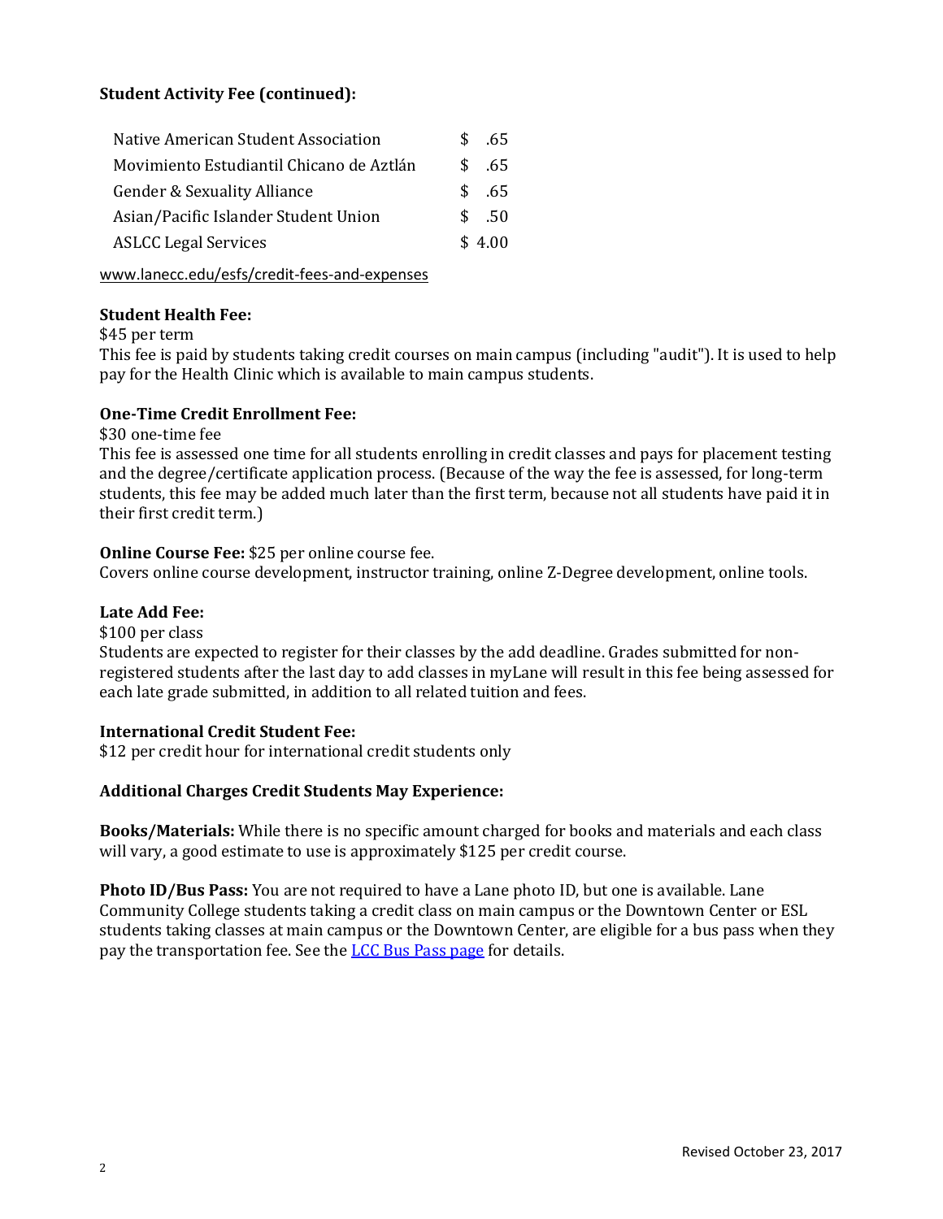**Student Activity Fee (continued):**

| | |
|---|---|
| Native American Student Association | $ .65 |
| Movimiento Estudiantil Chicano de Aztlán | $ .65 |
| Gender & Sexuality Alliance | $ .65 |
| Asian/Pacific Islander Student Union | $ .50 |
| ASLCC Legal Services | $ 4.00 |

www.lanecc.edu/esfs/credit-fees-and-expenses

**Student Health Fee:**
$45 per term
This fee is paid by students taking credit courses on main campus (including "audit"). It is used to help pay for the Health Clinic which is available to main campus students.

**One-Time Credit Enrollment Fee:**
$30 one-time fee
This fee is assessed one time for all students enrolling in credit classes and pays for placement testing and the degree/certificate application process. (Because of the way the fee is assessed, for long-term students, this fee may be added much later than the first term, because not all students have paid it in their first credit term.)

**Online Course Fee:** $25 per online course fee.
Covers online course development, instructor training, online Z-Degree development, online tools.

**Late Add Fee:**
$100 per class
Students are expected to register for their classes by the add deadline. Grades submitted for non-registered students after the last day to add classes in myLane will result in this fee being assessed for each late grade submitted, in addition to all related tuition and fees.

**International Credit Student Fee:**
$12 per credit hour for international credit students only

**Additional Charges Credit Students May Experience:**

**Books/Materials:** While there is no specific amount charged for books and materials and each class will vary, a good estimate to use is approximately $125 per credit course.

**Photo ID/Bus Pass:** You are not required to have a Lane photo ID, but one is available. Lane Community College students taking a credit class on main campus or the Downtown Center or ESL students taking classes at main campus or the Downtown Center, are eligible for a bus pass when they pay the transportation fee. See the [LCC Bus Pass page] for details.

Revised October 23, 2017